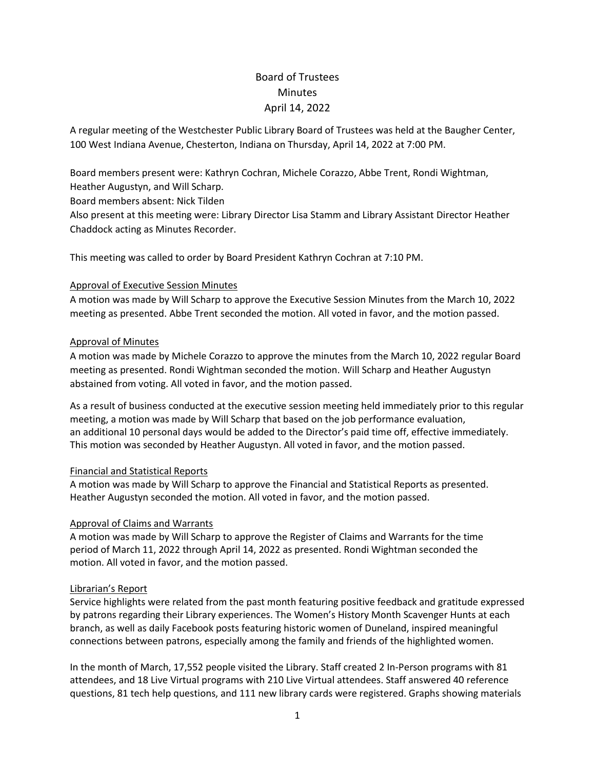# Board of Trustees
## Minutes
## April 14, 2022

A regular meeting of the Westchester Public Library Board of Trustees was held at the Baugher Center, 100 West Indiana Avenue, Chesterton, Indiana on Thursday, April 14, 2022 at 7:00 PM.

Board members present were: Kathryn Cochran, Michele Corazzo, Abbe Trent, Rondi Wightman, Heather Augustyn, and Will Scharp.
Board members absent: Nick Tilden
Also present at this meeting were: Library Director Lisa Stamm and Library Assistant Director Heather Chaddock acting as Minutes Recorder.

This meeting was called to order by Board President Kathryn Cochran at 7:10 PM.

Approval of Executive Session Minutes

A motion was made by Will Scharp to approve the Executive Session Minutes from the March 10, 2022 meeting as presented. Abbe Trent seconded the motion. All voted in favor, and the motion passed.

Approval of Minutes

A motion was made by Michele Corazzo to approve the minutes from the March 10, 2022 regular Board meeting as presented. Rondi Wightman seconded the motion. Will Scharp and Heather Augustyn abstained from voting. All voted in favor, and the motion passed.

As a result of business conducted at the executive session meeting held immediately prior to this regular meeting, a motion was made by Will Scharp that based on the job performance evaluation, an additional 10 personal days would be added to the Director's paid time off, effective immediately. This motion was seconded by Heather Augustyn. All voted in favor, and the motion passed.

Financial and Statistical Reports

A motion was made by Will Scharp to approve the Financial and Statistical Reports as presented. Heather Augustyn seconded the motion. All voted in favor, and the motion passed.

Approval of Claims and Warrants

A motion was made by Will Scharp to approve the Register of Claims and Warrants for the time period of March 11, 2022 through April 14, 2022 as presented. Rondi Wightman seconded the motion. All voted in favor, and the motion passed.

Librarian's Report

Service highlights were related from the past month featuring positive feedback and gratitude expressed by patrons regarding their Library experiences. The Women's History Month Scavenger Hunts at each branch, as well as daily Facebook posts featuring historic women of Duneland, inspired meaningful connections between patrons, especially among the family and friends of the highlighted women.

In the month of March, 17,552 people visited the Library. Staff created 2 In-Person programs with 81 attendees, and 18 Live Virtual programs with 210 Live Virtual attendees. Staff answered 40 reference questions, 81 tech help questions, and 111 new library cards were registered. Graphs showing materials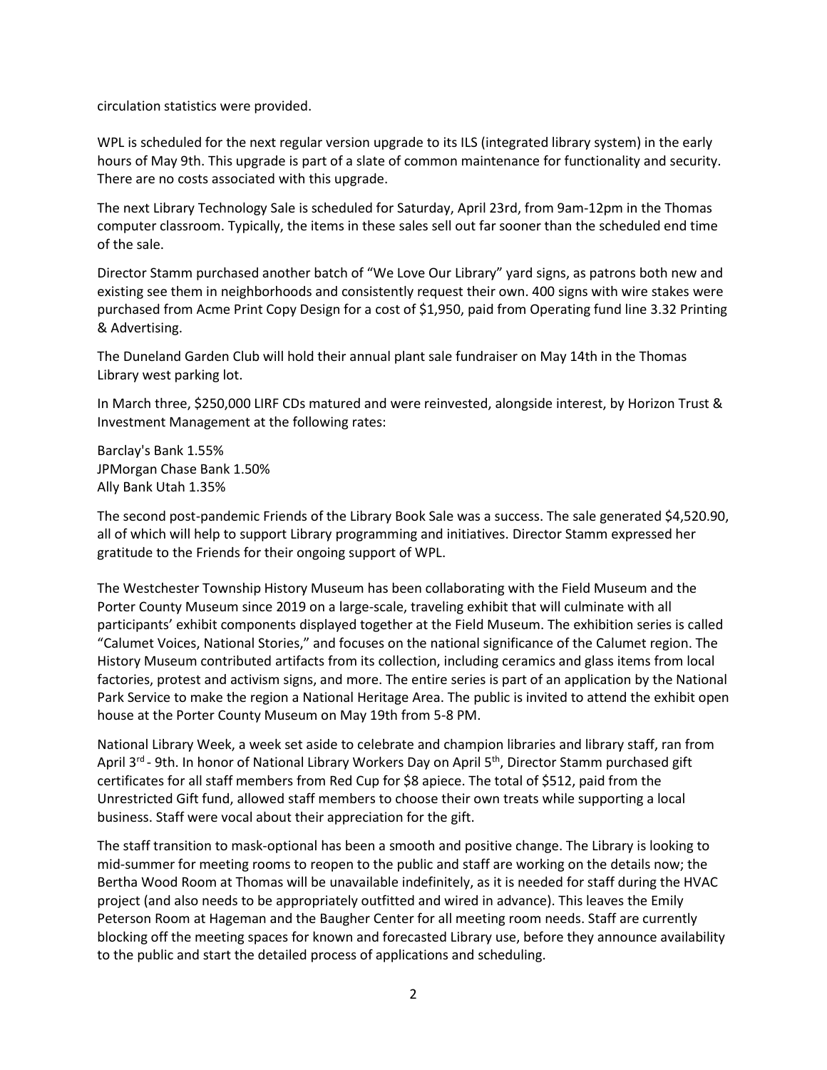circulation statistics were provided.

WPL is scheduled for the next regular version upgrade to its ILS (integrated library system) in the early hours of May 9th. This upgrade is part of a slate of common maintenance for functionality and security. There are no costs associated with this upgrade.

The next Library Technology Sale is scheduled for Saturday, April 23rd, from 9am-12pm in the Thomas computer classroom. Typically, the items in these sales sell out far sooner than the scheduled end time of the sale.

Director Stamm purchased another batch of "We Love Our Library" yard signs, as patrons both new and existing see them in neighborhoods and consistently request their own. 400 signs with wire stakes were purchased from Acme Print Copy Design for a cost of $1,950, paid from Operating fund line 3.32 Printing & Advertising.

The Duneland Garden Club will hold their annual plant sale fundraiser on May 14th in the Thomas Library west parking lot.

In March three, $250,000 LIRF CDs matured and were reinvested, alongside interest, by Horizon Trust & Investment Management at the following rates:

Barclay's Bank 1.55%
JPMorgan Chase Bank 1.50%
Ally Bank Utah 1.35%

The second post-pandemic Friends of the Library Book Sale was a success. The sale generated $4,520.90, all of which will help to support Library programming and initiatives. Director Stamm expressed her gratitude to the Friends for their ongoing support of WPL.

The Westchester Township History Museum has been collaborating with the Field Museum and the Porter County Museum since 2019 on a large-scale, traveling exhibit that will culminate with all participants' exhibit components displayed together at the Field Museum. The exhibition series is called "Calumet Voices, National Stories," and focuses on the national significance of the Calumet region. The History Museum contributed artifacts from its collection, including ceramics and glass items from local factories, protest and activism signs, and more. The entire series is part of an application by the National Park Service to make the region a National Heritage Area. The public is invited to attend the exhibit open house at the Porter County Museum on May 19th from 5-8 PM.

National Library Week, a week set aside to celebrate and champion libraries and library staff, ran from April 3rd - 9th. In honor of National Library Workers Day on April 5th, Director Stamm purchased gift certificates for all staff members from Red Cup for $8 apiece. The total of $512, paid from the Unrestricted Gift fund, allowed staff members to choose their own treats while supporting a local business. Staff were vocal about their appreciation for the gift.

The staff transition to mask-optional has been a smooth and positive change. The Library is looking to mid-summer for meeting rooms to reopen to the public and staff are working on the details now; the Bertha Wood Room at Thomas will be unavailable indefinitely, as it is needed for staff during the HVAC project (and also needs to be appropriately outfitted and wired in advance). This leaves the Emily Peterson Room at Hageman and the Baugher Center for all meeting room needs. Staff are currently blocking off the meeting spaces for known and forecasted Library use, before they announce availability to the public and start the detailed process of applications and scheduling.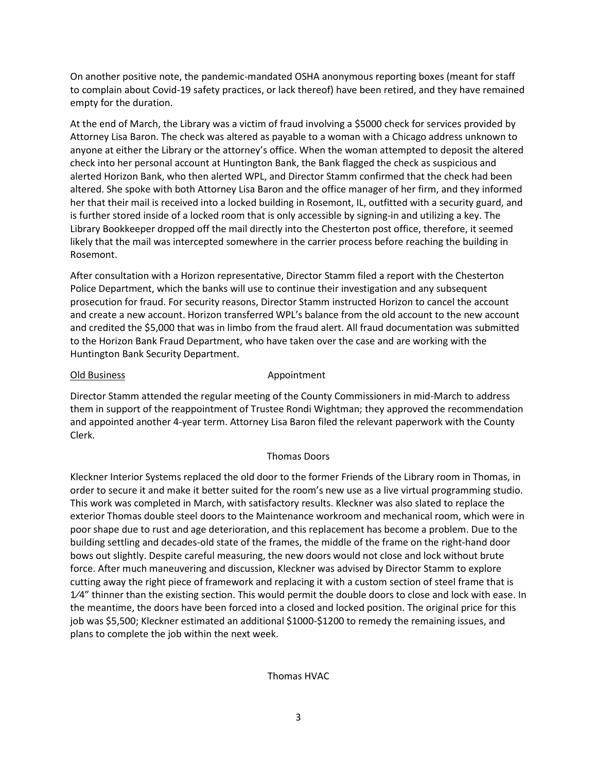On another positive note, the pandemic-mandated OSHA anonymous reporting boxes (meant for staff to complain about Covid-19 safety practices, or lack thereof) have been retired, and they have remained empty for the duration.

At the end of March, the Library was a victim of fraud involving a $5000 check for services provided by Attorney Lisa Baron. The check was altered as payable to a woman with a Chicago address unknown to anyone at either the Library or the attorney's office. When the woman attempted to deposit the altered check into her personal account at Huntington Bank, the Bank flagged the check as suspicious and alerted Horizon Bank, who then alerted WPL, and Director Stamm confirmed that the check had been altered. She spoke with both Attorney Lisa Baron and the office manager of her firm, and they informed her that their mail is received into a locked building in Rosemont, IL, outfitted with a security guard, and is further stored inside of a locked room that is only accessible by signing-in and utilizing a key. The Library Bookkeeper dropped off the mail directly into the Chesterton post office, therefore, it seemed likely that the mail was intercepted somewhere in the carrier process before reaching the building in Rosemont.

After consultation with a Horizon representative, Director Stamm filed a report with the Chesterton Police Department, which the banks will use to continue their investigation and any subsequent prosecution for fraud. For security reasons, Director Stamm instructed Horizon to cancel the account and create a new account. Horizon transferred WPL's balance from the old account to the new account and credited the $5,000 that was in limbo from the fraud alert. All fraud documentation was submitted to the Horizon Bank Fraud Department, who have taken over the case and are working with the Huntington Bank Security Department.

Old Business

Appointment

Director Stamm attended the regular meeting of the County Commissioners in mid-March to address them in support of the reappointment of Trustee Rondi Wightman; they approved the recommendation and appointed another 4-year term. Attorney Lisa Baron filed the relevant paperwork with the County Clerk.

Thomas Doors

Kleckner Interior Systems replaced the old door to the former Friends of the Library room in Thomas, in order to secure it and make it better suited for the room's new use as a live virtual programming studio. This work was completed in March, with satisfactory results. Kleckner was also slated to replace the exterior Thomas double steel doors to the Maintenance workroom and mechanical room, which were in poor shape due to rust and age deterioration, and this replacement has become a problem. Due to the building settling and decades-old state of the frames, the middle of the frame on the right-hand door bows out slightly. Despite careful measuring, the new doors would not close and lock without brute force. After much maneuvering and discussion, Kleckner was advised by Director Stamm to explore cutting away the right piece of framework and replacing it with a custom section of steel frame that is 1/4" thinner than the existing section. This would permit the double doors to close and lock with ease. In the meantime, the doors have been forced into a closed and locked position. The original price for this job was $5,500; Kleckner estimated an additional $1000-$1200 to remedy the remaining issues, and plans to complete the job within the next week.

Thomas HVAC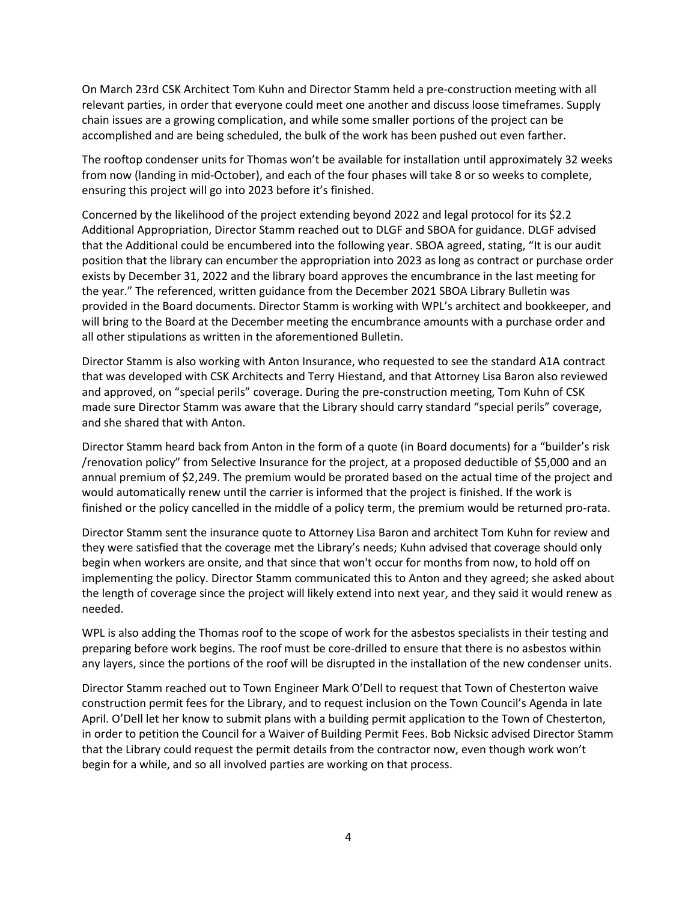On March 23rd CSK Architect Tom Kuhn and Director Stamm held a pre-construction meeting with all relevant parties, in order that everyone could meet one another and discuss loose timeframes. Supply chain issues are a growing complication, and while some smaller portions of the project can be accomplished and are being scheduled, the bulk of the work has been pushed out even farther.

The rooftop condenser units for Thomas won't be available for installation until approximately 32 weeks from now (landing in mid-October), and each of the four phases will take 8 or so weeks to complete, ensuring this project will go into 2023 before it's finished.

Concerned by the likelihood of the project extending beyond 2022 and legal protocol for its $2.2 Additional Appropriation, Director Stamm reached out to DLGF and SBOA for guidance. DLGF advised that the Additional could be encumbered into the following year. SBOA agreed, stating, "It is our audit position that the library can encumber the appropriation into 2023 as long as contract or purchase order exists by December 31, 2022 and the library board approves the encumbrance in the last meeting for the year." The referenced, written guidance from the December 2021 SBOA Library Bulletin was provided in the Board documents. Director Stamm is working with WPL's architect and bookkeeper, and will bring to the Board at the December meeting the encumbrance amounts with a purchase order and all other stipulations as written in the aforementioned Bulletin.

Director Stamm is also working with Anton Insurance, who requested to see the standard A1A contract that was developed with CSK Architects and Terry Hiestand, and that Attorney Lisa Baron also reviewed and approved, on "special perils" coverage. During the pre-construction meeting, Tom Kuhn of CSK made sure Director Stamm was aware that the Library should carry standard "special perils" coverage, and she shared that with Anton.

Director Stamm heard back from Anton in the form of a quote (in Board documents) for a "builder's risk /renovation policy" from Selective Insurance for the project, at a proposed deductible of $5,000 and an annual premium of $2,249. The premium would be prorated based on the actual time of the project and would automatically renew until the carrier is informed that the project is finished. If the work is finished or the policy cancelled in the middle of a policy term, the premium would be returned pro-rata.

Director Stamm sent the insurance quote to Attorney Lisa Baron and architect Tom Kuhn for review and they were satisfied that the coverage met the Library's needs; Kuhn advised that coverage should only begin when workers are onsite, and that since that won't occur for months from now, to hold off on implementing the policy. Director Stamm communicated this to Anton and they agreed; she asked about the length of coverage since the project will likely extend into next year, and they said it would renew as needed.

WPL is also adding the Thomas roof to the scope of work for the asbestos specialists in their testing and preparing before work begins. The roof must be core-drilled to ensure that there is no asbestos within any layers, since the portions of the roof will be disrupted in the installation of the new condenser units.

Director Stamm reached out to Town Engineer Mark O'Dell to request that Town of Chesterton waive construction permit fees for the Library, and to request inclusion on the Town Council's Agenda in late April. O'Dell let her know to submit plans with a building permit application to the Town of Chesterton, in order to petition the Council for a Waiver of Building Permit Fees. Bob Nicksic advised Director Stamm that the Library could request the permit details from the contractor now, even though work won't begin for a while, and so all involved parties are working on that process.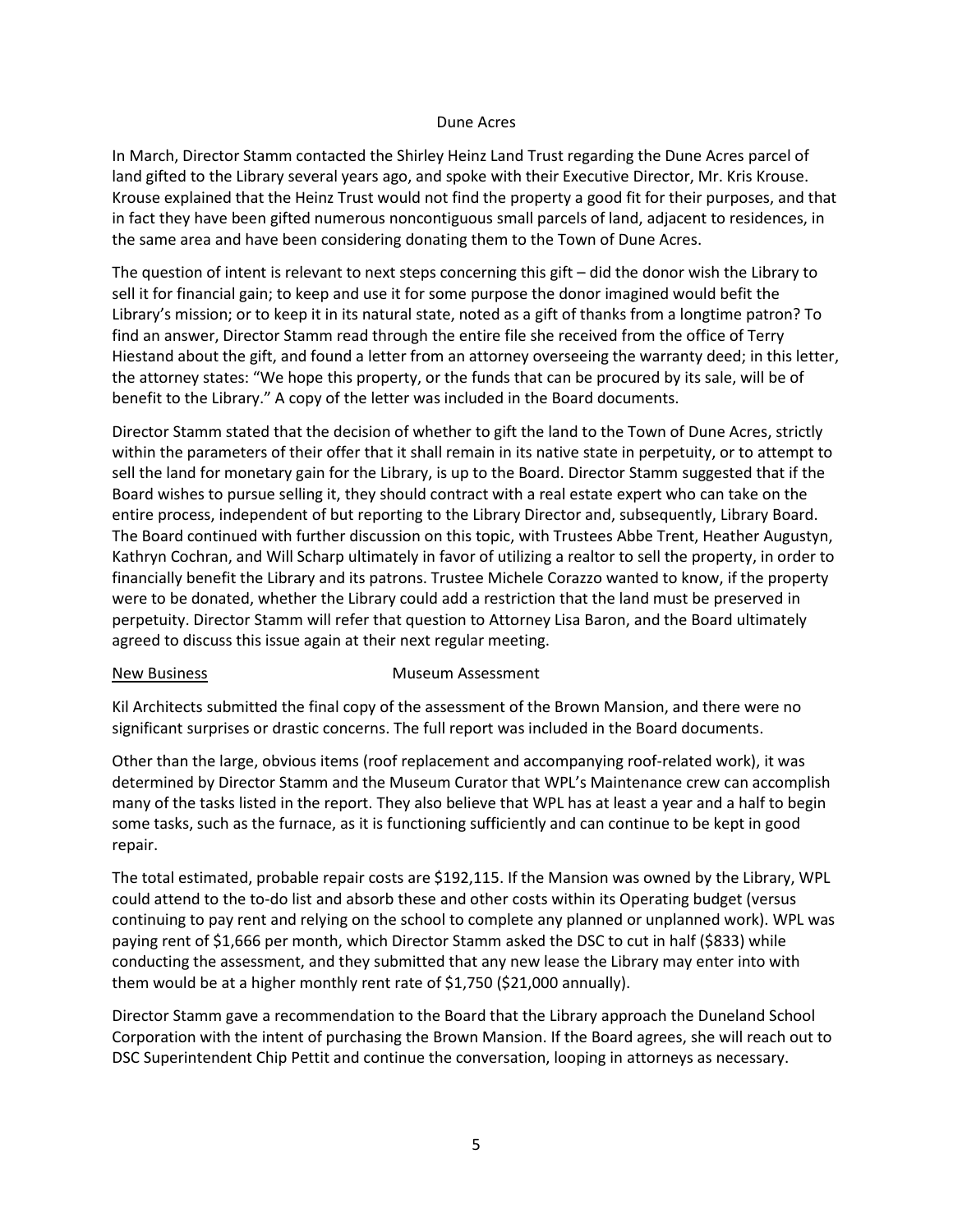Dune Acres

In March, Director Stamm contacted the Shirley Heinz Land Trust regarding the Dune Acres parcel of land gifted to the Library several years ago, and spoke with their Executive Director, Mr. Kris Krouse. Krouse explained that the Heinz Trust would not find the property a good fit for their purposes, and that in fact they have been gifted numerous noncontiguous small parcels of land, adjacent to residences, in the same area and have been considering donating them to the Town of Dune Acres.

The question of intent is relevant to next steps concerning this gift – did the donor wish the Library to sell it for financial gain; to keep and use it for some purpose the donor imagined would befit the Library's mission; or to keep it in its natural state, noted as a gift of thanks from a longtime patron? To find an answer, Director Stamm read through the entire file she received from the office of Terry Hiestand about the gift, and found a letter from an attorney overseeing the warranty deed; in this letter, the attorney states: "We hope this property, or the funds that can be procured by its sale, will be of benefit to the Library." A copy of the letter was included in the Board documents.

Director Stamm stated that the decision of whether to gift the land to the Town of Dune Acres, strictly within the parameters of their offer that it shall remain in its native state in perpetuity, or to attempt to sell the land for monetary gain for the Library, is up to the Board. Director Stamm suggested that if the Board wishes to pursue selling it, they should contract with a real estate expert who can take on the entire process, independent of but reporting to the Library Director and, subsequently, Library Board. The Board continued with further discussion on this topic, with Trustees Abbe Trent, Heather Augustyn, Kathryn Cochran, and Will Scharp ultimately in favor of utilizing a realtor to sell the property, in order to financially benefit the Library and its patrons. Trustee Michele Corazzo wanted to know, if the property were to be donated, whether the Library could add a restriction that the land must be preserved in perpetuity. Director Stamm will refer that question to Attorney Lisa Baron, and the Board ultimately agreed to discuss this issue again at their next regular meeting.

<u>New Business</u> Museum Assessment

Kil Architects submitted the final copy of the assessment of the Brown Mansion, and there were no significant surprises or drastic concerns. The full report was included in the Board documents.

Other than the large, obvious items (roof replacement and accompanying roof-related work), it was determined by Director Stamm and the Museum Curator that WPL's Maintenance crew can accomplish many of the tasks listed in the report. They also believe that WPL has at least a year and a half to begin some tasks, such as the furnace, as it is functioning sufficiently and can continue to be kept in good repair.

The total estimated, probable repair costs are $192,115. If the Mansion was owned by the Library, WPL could attend to the to-do list and absorb these and other costs within its Operating budget (versus continuing to pay rent and relying on the school to complete any planned or unplanned work). WPL was paying rent of $1,666 per month, which Director Stamm asked the DSC to cut in half ($833) while conducting the assessment, and they submitted that any new lease the Library may enter into with them would be at a higher monthly rent rate of $1,750 ($21,000 annually).

Director Stamm gave a recommendation to the Board that the Library approach the Duneland School Corporation with the intent of purchasing the Brown Mansion. If the Board agrees, she will reach out to DSC Superintendent Chip Pettit and continue the conversation, looping in attorneys as necessary.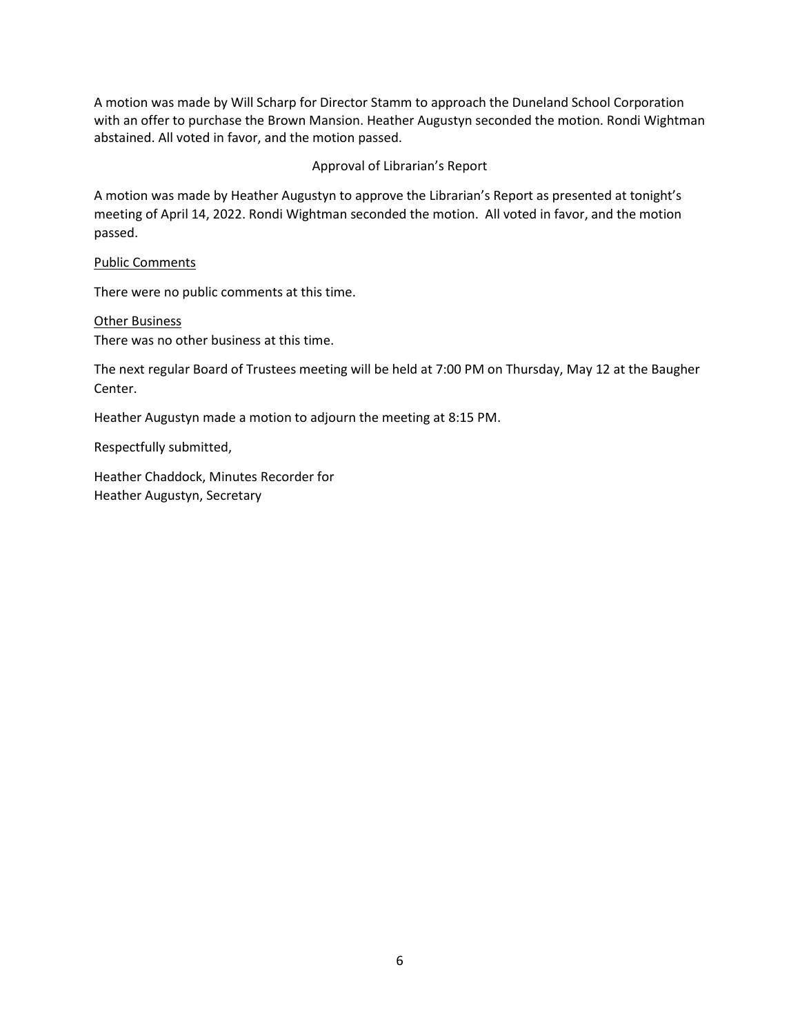A motion was made by Will Scharp for Director Stamm to approach the Duneland School Corporation with an offer to purchase the Brown Mansion. Heather Augustyn seconded the motion. Rondi Wightman abstained. All voted in favor, and the motion passed.

Approval of Librarian's Report

A motion was made by Heather Augustyn to approve the Librarian's Report as presented at tonight's meeting of April 14, 2022. Rondi Wightman seconded the motion. All voted in favor, and the motion passed.

Public Comments

There were no public comments at this time.

Other Business

There was no other business at this time.

The next regular Board of Trustees meeting will be held at 7:00 PM on Thursday, May 12 at the Baugher Center.

Heather Augustyn made a motion to adjourn the meeting at 8:15 PM.

Respectfully submitted,

Heather Chaddock, Minutes Recorder for  
Heather Augustyn, Secretary